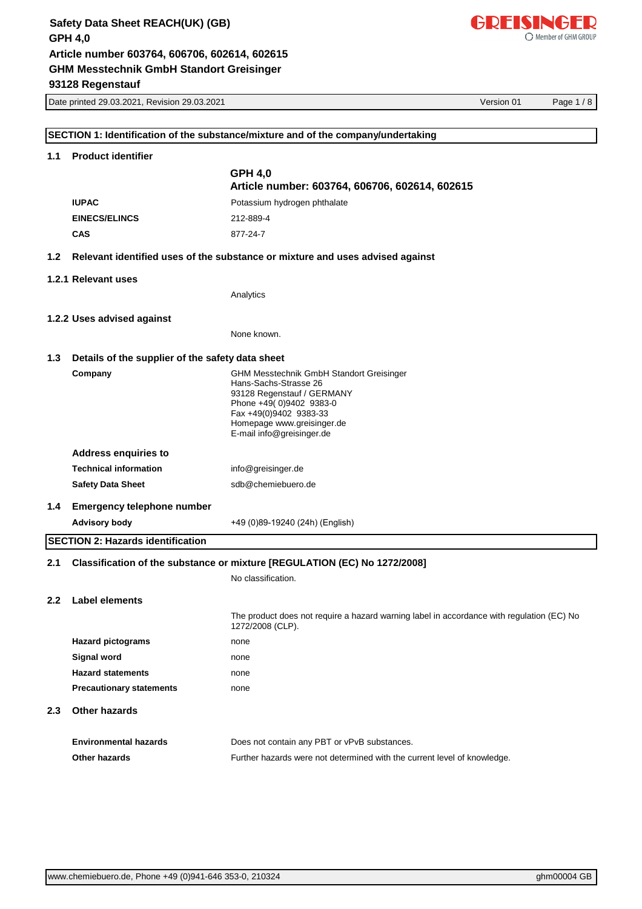## SECTION 1: Identification of the substance/mixture and of the company/undertaking

### 1.1 Product identifier

**GPH 4,0**
**Article number: 603764, 606706, 602614, 602615**

| | |
|---|---|
| **IUPAC** | Potassium hydrogen phthalate |
| **EINECS/ELINCS** | 212-889-4 |
| **CAS** | 877-24-7 |

### 1.2 Relevant identified uses of the substance or mixture and uses advised against

#### 1.2.1 Relevant uses

Analytics

#### 1.2.2 Uses advised against

None known.

### 1.3 Details of the supplier of the safety data sheet

**Company**

GHM Messtechnik GmbH Standort Greisinger
Hans-Sachs-Strasse 26
93128 Regenstauf / GERMANY
Phone +49( 0)9402 9383-0
Fax +49(0)9402 9383-33
Homepage www.greisinger.de
E-mail info@greisinger.de

**Address enquiries to**

| | |
|---|---|
| **Technical information** | info@greisinger.de |
| **Safety Data Sheet** | sdb@chemiebuero.de |

### 1.4 Emergency telephone number

| | |
|---|---|
| **Advisory body** | +49 (0)89-19240 (24h) (English) |

## SECTION 2: Hazards identification

### 2.1 Classification of the substance or mixture [REGULATION (EC) No 1272/2008]

No classification.

### 2.2 Label elements

The product does not require a hazard warning label in accordance with regulation (EC) No 1272/2008 (CLP).

| | |
|---|---|
| **Hazard pictograms** | none |
| **Signal word** | none |
| **Hazard statements** | none |
| **Precautionary statements** | none |

### 2.3 Other hazards

| | |
|---|---|
| **Environmental hazards** | Does not contain any PBT or vPvB substances. |
| **Other hazards** | Further hazards were not determined with the current level of knowledge. |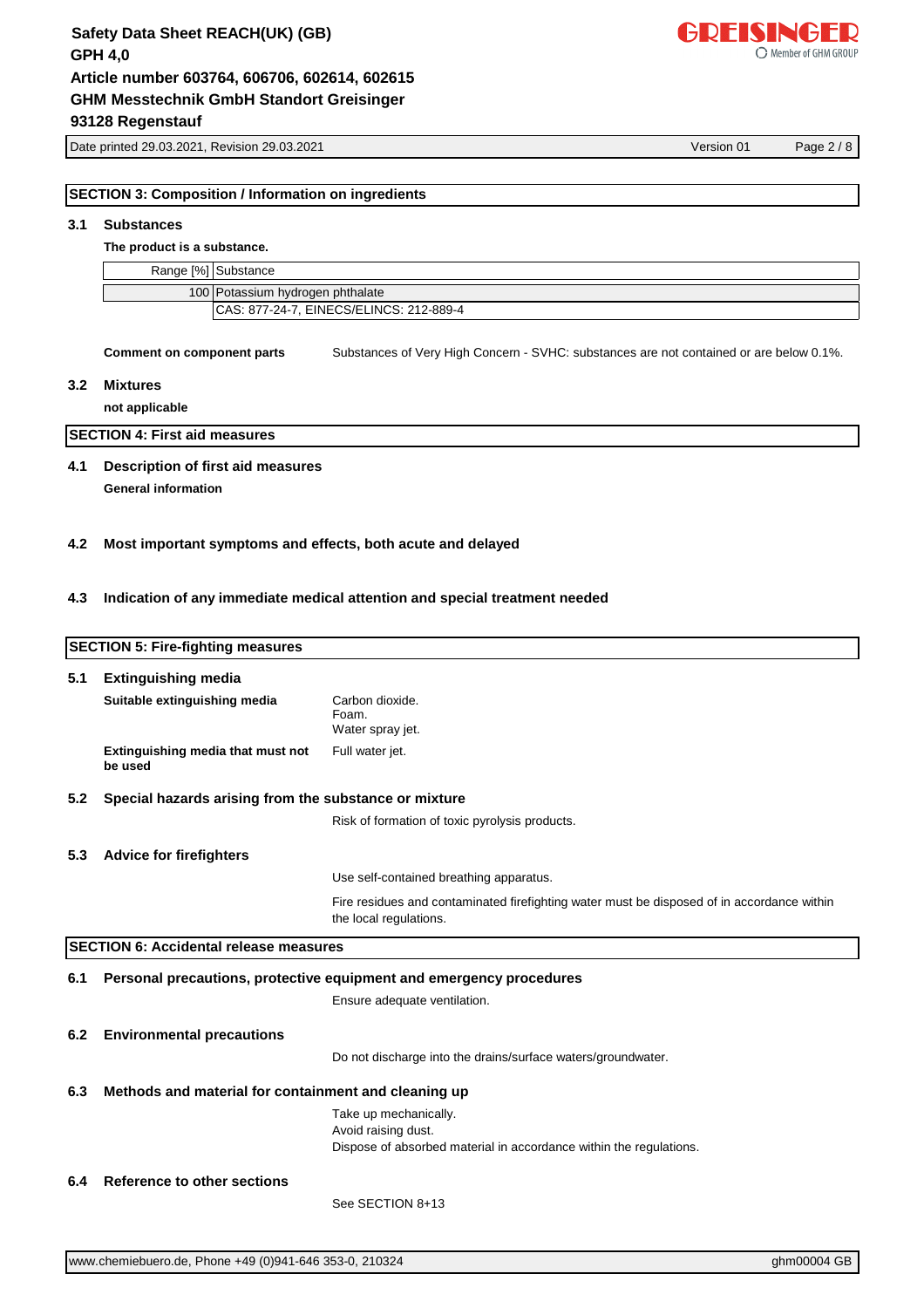## SECTION 3: Composition / Information on ingredients

### 3.1 Substances

**The product is a substance.**

| Range [%] | Substance |
|---|---|
| 100 | Potassium hydrogen phthalate |
| | CAS: 877-24-7, EINECS/ELINCS: 212-889-4 |

**Comment on component parts** Substances of Very High Concern - SVHC: substances are not contained or are below 0.1%.

### 3.2 Mixtures

**not applicable**

## SECTION 4: First aid measures

### 4.1 Description of first aid measures

**General information**

### 4.2 Most important symptoms and effects, both acute and delayed

### 4.3 Indication of any immediate medical attention and special treatment needed

## SECTION 5: Fire-fighting measures

### 5.1 Extinguishing media

**Suitable extinguishing media**
Carbon dioxide.
Foam.
Water spray jet.

**Extinguishing media that must not be used**
Full water jet.

### 5.2 Special hazards arising from the substance or mixture

Risk of formation of toxic pyrolysis products.

### 5.3 Advice for firefighters

Use self-contained breathing apparatus.

Fire residues and contaminated firefighting water must be disposed of in accordance within the local regulations.

## SECTION 6: Accidental release measures

### 6.1 Personal precautions, protective equipment and emergency procedures

Ensure adequate ventilation.

### 6.2 Environmental precautions

Do not discharge into the drains/surface waters/groundwater.

### 6.3 Methods and material for containment and cleaning up

Take up mechanically.
Avoid raising dust.
Dispose of absorbed material in accordance within the regulations.

### 6.4 Reference to other sections

See SECTION 8+13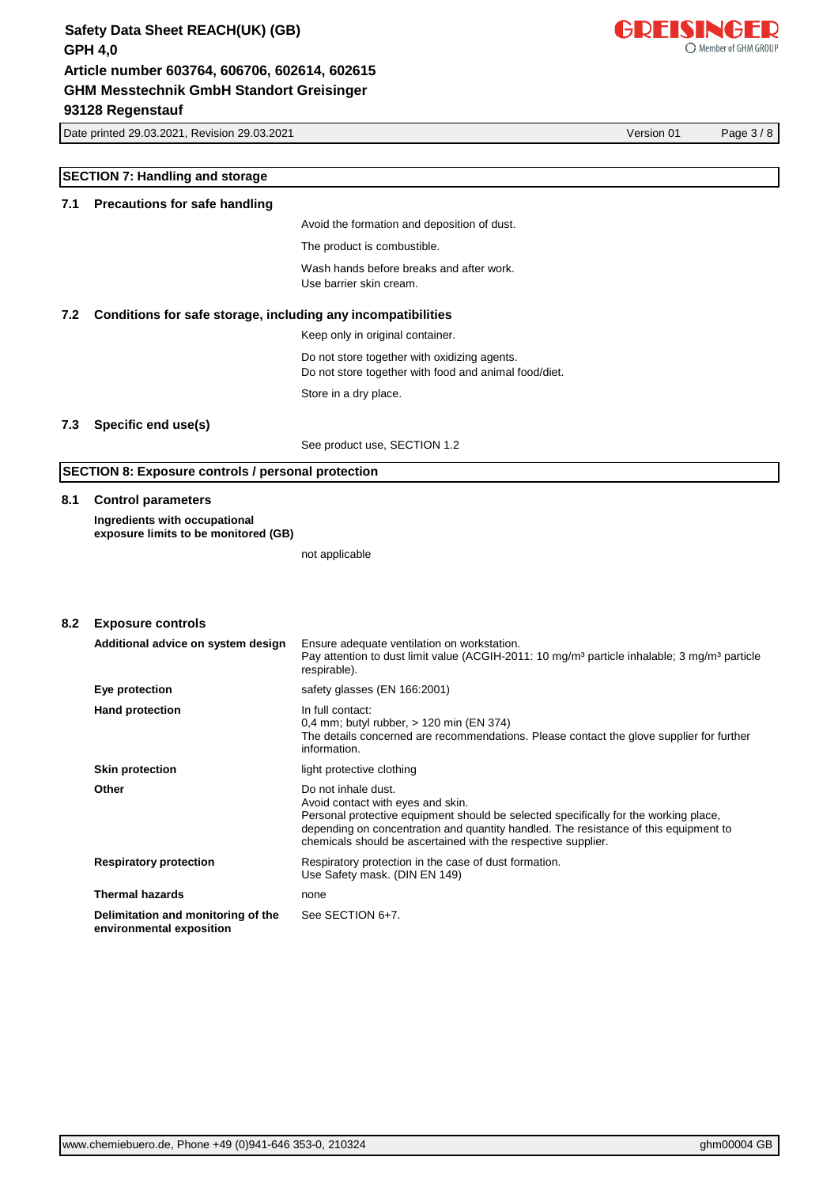## SECTION 7: Handling and storage

### 7.1 Precautions for safe handling

Avoid the formation and deposition of dust.

The product is combustible.

Wash hands before breaks and after work.
Use barrier skin cream.

### 7.2 Conditions for safe storage, including any incompatibilities

Keep only in original container.

Do not store together with oxidizing agents.
Do not store together with food and animal food/diet.

Store in a dry place.

### 7.3 Specific end use(s)

See product use, SECTION 1.2

## SECTION 8: Exposure controls / personal protection

### 8.1 Control parameters

**Ingredients with occupational exposure limits to be monitored (GB)**

not applicable

### 8.2 Exposure controls

| | |
|---|---|
| **Additional advice on system design** | Ensure adequate ventilation on workstation.<br>Pay attention to dust limit value (ACGIH-2011: 10 mg/m³ particle inhalable; 3 mg/m³ particle respirable). |
| **Eye protection** | safety glasses (EN 166:2001) |
| **Hand protection** | In full contact:<br>0,4 mm; butyl rubber, > 120 min (EN 374)<br>The details concerned are recommendations. Please contact the glove supplier for further information. |
| **Skin protection** | light protective clothing |
| **Other** | Do not inhale dust.<br>Avoid contact with eyes and skin.<br>Personal protective equipment should be selected specifically for the working place, depending on concentration and quantity handled. The resistance of this equipment to chemicals should be ascertained with the respective supplier. |
| **Respiratory protection** | Respiratory protection in the case of dust formation.<br>Use Safety mask. (DIN EN 149) |
| **Thermal hazards** | none |
| **Delimitation and monitoring of the environmental exposition** | See SECTION 6+7. |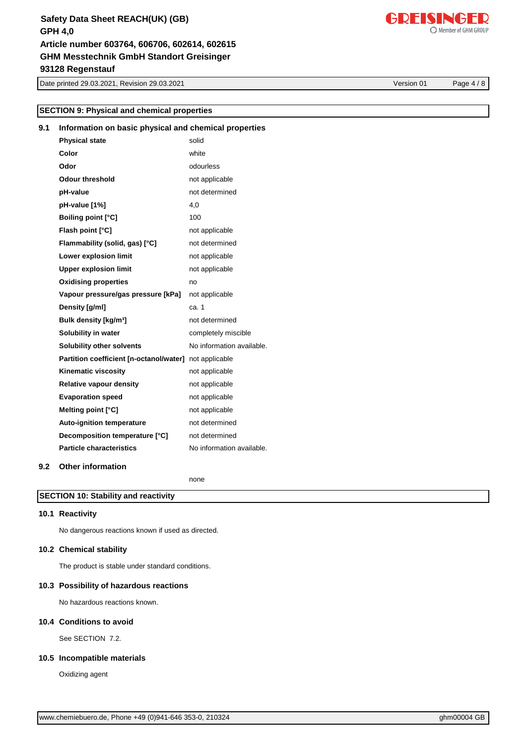## SECTION 9: Physical and chemical properties

### 9.1 Information on basic physical and chemical properties

| Property | Value |
|---|---|
| **Physical state** | solid |
| **Color** | white |
| **Odor** | odourless |
| **Odour threshold** | not applicable |
| **pH-value** | not determined |
| **pH-value [1%]** | 4,0 |
| **Boiling point [°C]** | 100 |
| **Flash point [°C]** | not applicable |
| **Flammability (solid, gas) [°C]** | not determined |
| **Lower explosion limit** | not applicable |
| **Upper explosion limit** | not applicable |
| **Oxidising properties** | no |
| **Vapour pressure/gas pressure [kPa]** | not applicable |
| **Density [g/ml]** | ca. 1 |
| **Bulk density [kg/m³]** | not determined |
| **Solubility in water** | completely miscible |
| **Solubility other solvents** | No information available. |
| **Partition coefficient [n-octanol/water]** | not applicable |
| **Kinematic viscosity** | not applicable |
| **Relative vapour density** | not applicable |
| **Evaporation speed** | not applicable |
| **Melting point [°C]** | not applicable |
| **Auto-ignition temperature** | not determined |
| **Decomposition temperature [°C]** | not determined |
| **Particle characteristics** | No information available. |

### 9.2 Other information

none

## SECTION 10: Stability and reactivity

### 10.1 Reactivity

No dangerous reactions known if used as directed.

### 10.2 Chemical stability

The product is stable under standard conditions.

### 10.3 Possibility of hazardous reactions

No hazardous reactions known.

### 10.4 Conditions to avoid

See SECTION 7.2.

### 10.5 Incompatible materials

Oxidizing agent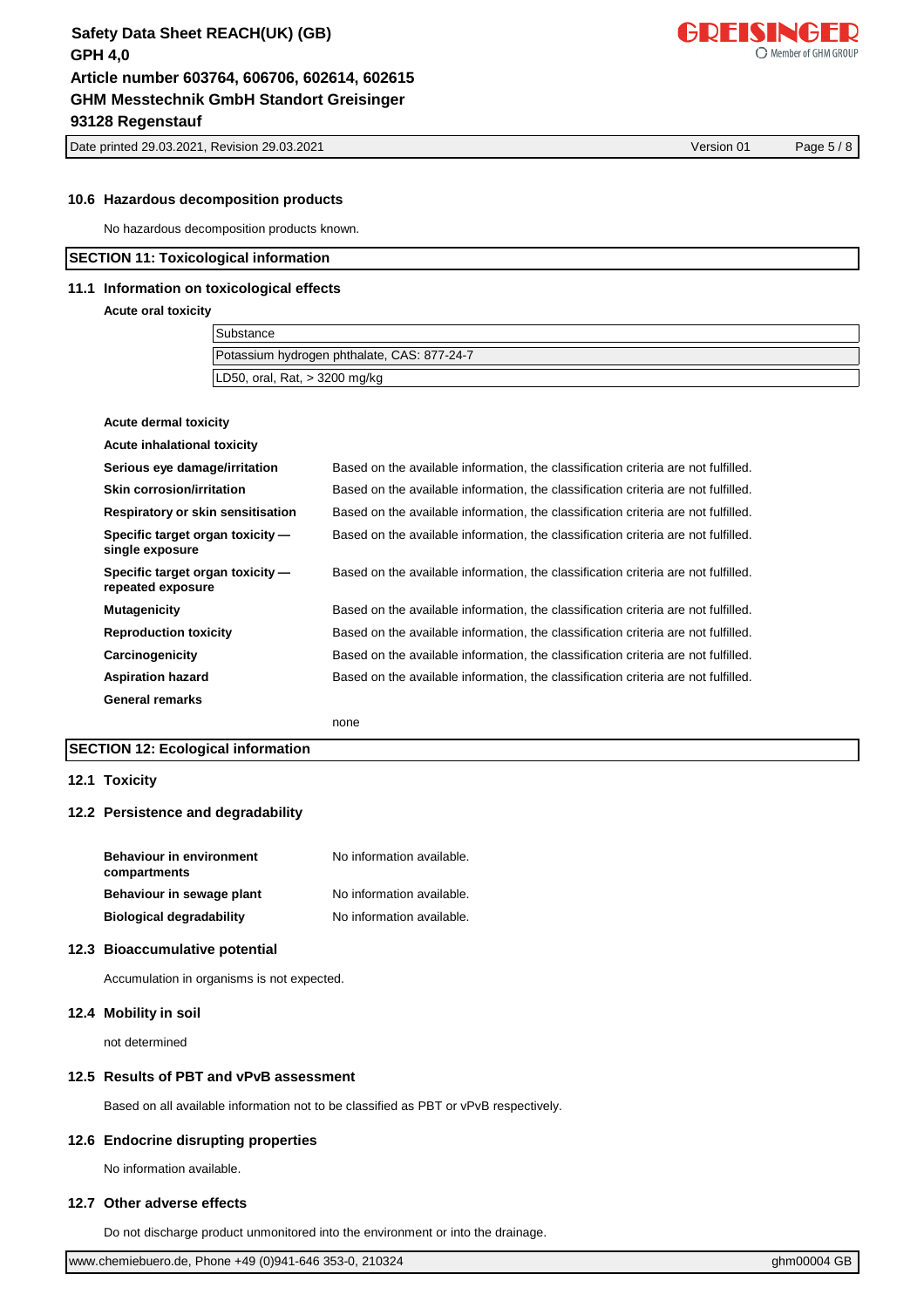### 10.6 Hazardous decomposition products

No hazardous decomposition products known.

## SECTION 11: Toxicological information

### 11.1 Information on toxicological effects

**Acute oral toxicity**

| Substance |
|---|
| Potassium hydrogen phthalate, CAS: 877-24-7 |
| LD50, oral, Rat, > 3200 mg/kg |

**Acute dermal toxicity**

**Acute inhalational toxicity**

| | |
|---|---|
| **Serious eye damage/irritation** | Based on the available information, the classification criteria are not fulfilled. |
| **Skin corrosion/irritation** | Based on the available information, the classification criteria are not fulfilled. |
| **Respiratory or skin sensitisation** | Based on the available information, the classification criteria are not fulfilled. |
| **Specific target organ toxicity — single exposure** | Based on the available information, the classification criteria are not fulfilled. |
| **Specific target organ toxicity — repeated exposure** | Based on the available information, the classification criteria are not fulfilled. |
| **Mutagenicity** | Based on the available information, the classification criteria are not fulfilled. |
| **Reproduction toxicity** | Based on the available information, the classification criteria are not fulfilled. |
| **Carcinogenicity** | Based on the available information, the classification criteria are not fulfilled. |
| **Aspiration hazard** | Based on the available information, the classification criteria are not fulfilled. |

**General remarks**

none

## SECTION 12: Ecological information

### 12.1 Toxicity

### 12.2 Persistence and degradability

| | |
|---|---|
| **Behaviour in environment compartments** | No information available. |
| **Behaviour in sewage plant** | No information available. |
| **Biological degradability** | No information available. |

### 12.3 Bioaccumulative potential

Accumulation in organisms is not expected.

### 12.4 Mobility in soil

not determined

### 12.5 Results of PBT and vPvB assessment

Based on all available information not to be classified as PBT or vPvB respectively.

### 12.6 Endocrine disrupting properties

No information available.

### 12.7 Other adverse effects

Do not discharge product unmonitored into the environment or into the drainage.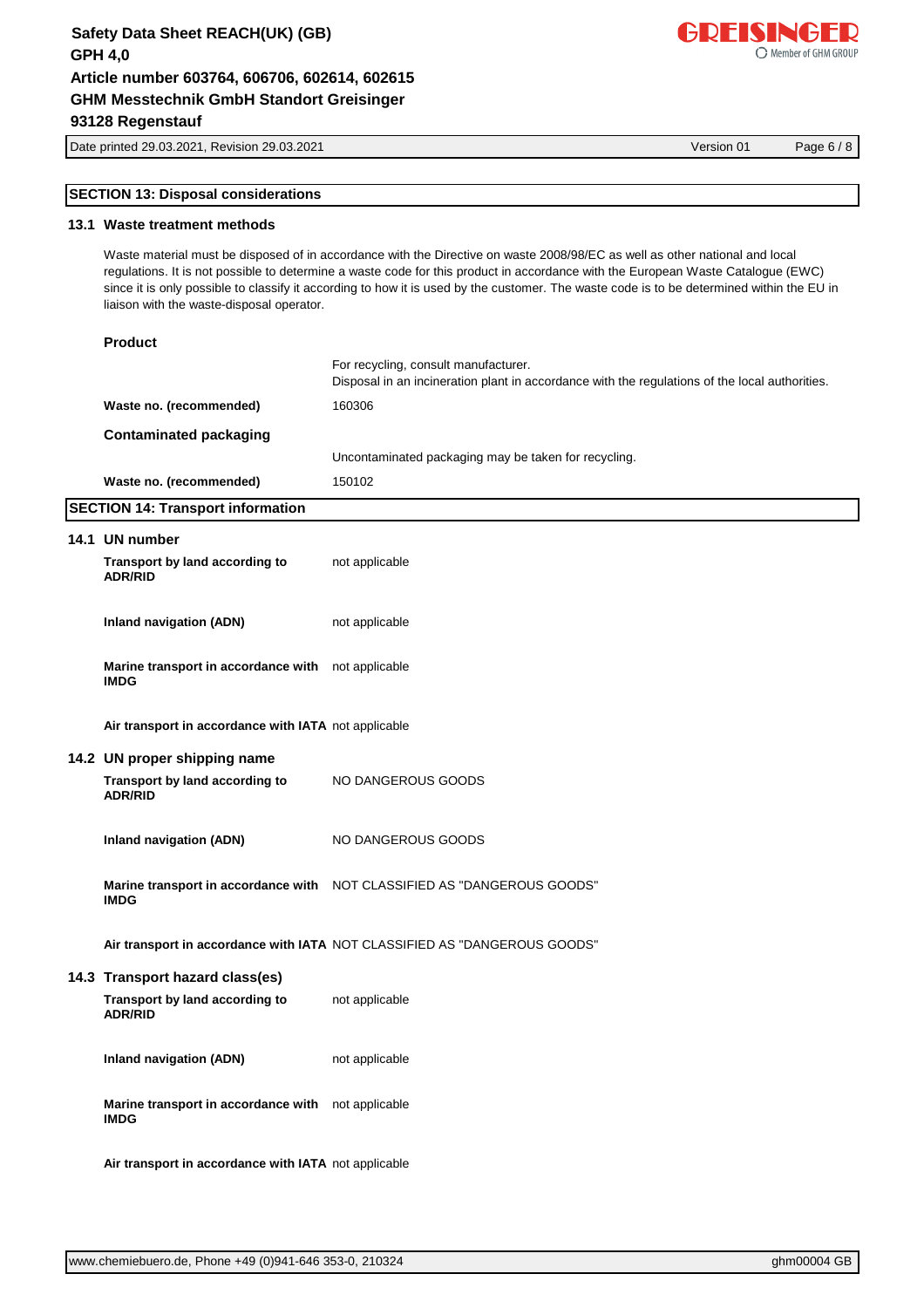## SECTION 13: Disposal considerations

### 13.1 Waste treatment methods

Waste material must be disposed of in accordance with the Directive on waste 2008/98/EC as well as other national and local regulations. It is not possible to determine a waste code for this product in accordance with the European Waste Catalogue (EWC) since it is only possible to classify it according to how it is used by the customer. The waste code is to be determined within the EU in liaison with the waste-disposal operator.

**Product**

For recycling, consult manufacturer.
Disposal in an incineration plant in accordance with the regulations of the local authorities.

| | |
|---|---|
| **Waste no. (recommended)** | 160306 |

**Contaminated packaging**

Uncontaminated packaging may be taken for recycling.

| | |
|---|---|
| **Waste no. (recommended)** | 150102 |

## SECTION 14: Transport information

### 14.1 UN number

| | |
|---|---|
| **Transport by land according to ADR/RID** | not applicable |
| **Inland navigation (ADN)** | not applicable |
| **Marine transport in accordance with IMDG** | not applicable |
| **Air transport in accordance with IATA** | not applicable |

### 14.2 UN proper shipping name

| | |
|---|---|
| **Transport by land according to ADR/RID** | NO DANGEROUS GOODS |
| **Inland navigation (ADN)** | NO DANGEROUS GOODS |
| **Marine transport in accordance with IMDG** | NOT CLASSIFIED AS "DANGEROUS GOODS" |
| **Air transport in accordance with IATA** | NOT CLASSIFIED AS "DANGEROUS GOODS" |

### 14.3 Transport hazard class(es)

| | |
|---|---|
| **Transport by land according to ADR/RID** | not applicable |
| **Inland navigation (ADN)** | not applicable |
| **Marine transport in accordance with IMDG** | not applicable |
| **Air transport in accordance with IATA** | not applicable |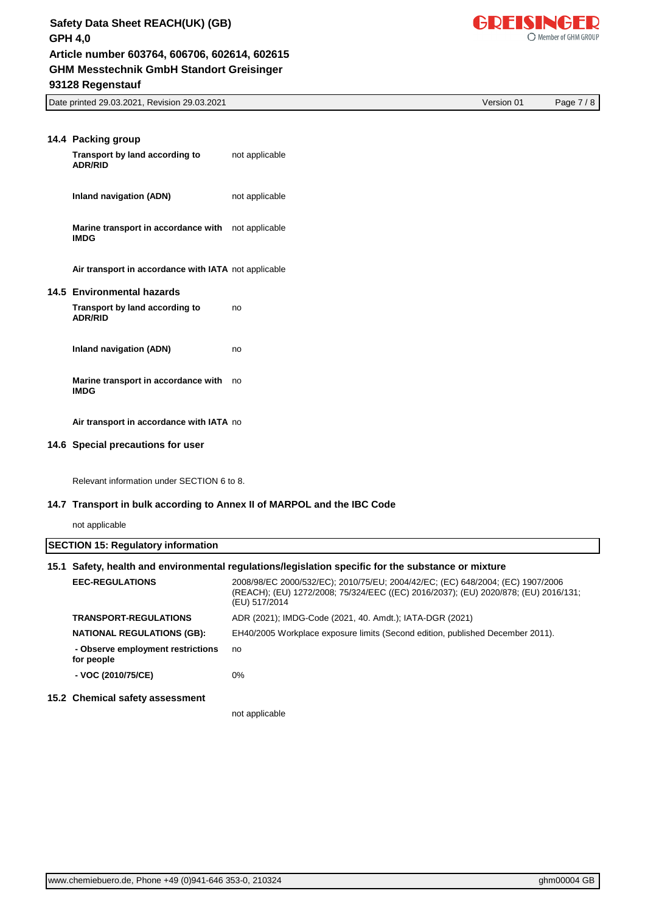### 14.4 Packing group

| | |
|---|---|
| **Transport by land according to ADR/RID** | not applicable |
| **Inland navigation (ADN)** | not applicable |
| **Marine transport in accordance with IMDG** | not applicable |
| **Air transport in accordance with IATA** | not applicable |

### 14.5 Environmental hazards

| | |
|---|---|
| **Transport by land according to ADR/RID** | no |
| **Inland navigation (ADN)** | no |
| **Marine transport in accordance with IMDG** | no |
| **Air transport in accordance with IATA** | no |

### 14.6 Special precautions for user

Relevant information under SECTION 6 to 8.

### 14.7 Transport in bulk according to Annex II of MARPOL and the IBC Code

not applicable

## SECTION 15: Regulatory information

### 15.1 Safety, health and environmental regulations/legislation specific for the substance or mixture

| | |
|---|---|
| **EEC-REGULATIONS** | 2008/98/EC 2000/532/EC); 2010/75/EU; 2004/42/EC; (EC) 648/2004; (EC) 1907/2006 (REACH); (EU) 1272/2008; 75/324/EEC ((EC) 2016/2037); (EU) 2020/878; (EU) 2016/131; (EU) 517/2014 |
| **TRANSPORT-REGULATIONS** | ADR (2021); IMDG-Code (2021, 40. Amdt.); IATA-DGR (2021) |
| **NATIONAL REGULATIONS (GB):** | EH40/2005 Workplace exposure limits (Second edition, published December 2011). |
| **- Observe employment restrictions for people** | no |
| **- VOC (2010/75/CE)** | 0% |

### 15.2 Chemical safety assessment

not applicable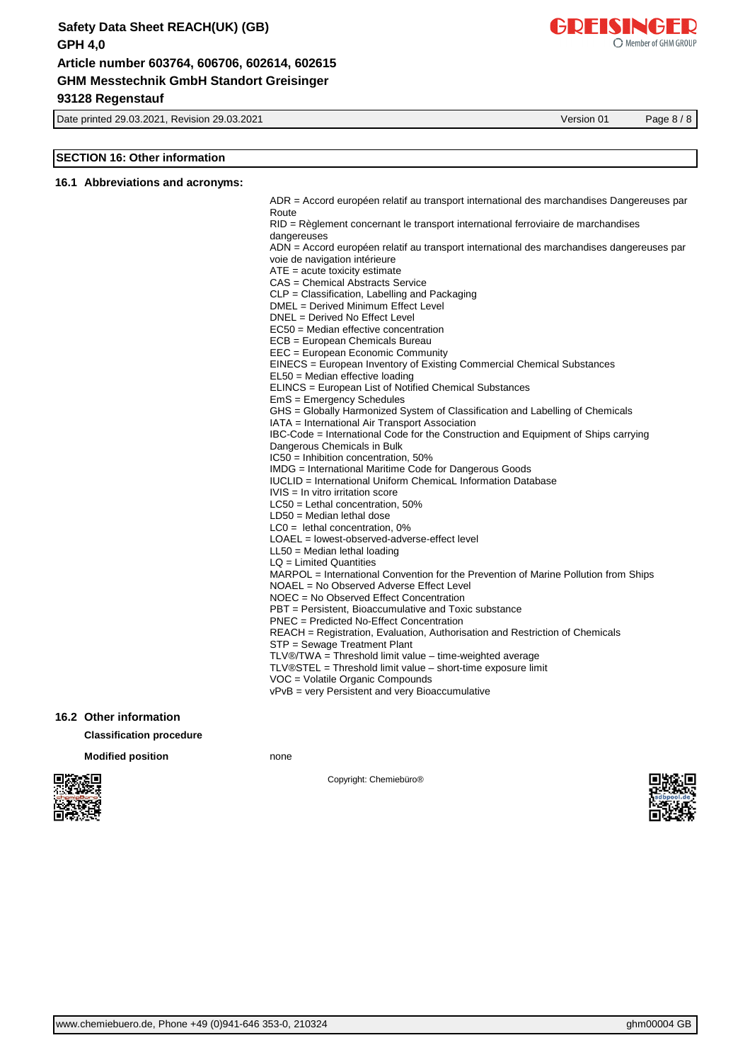## SECTION 16: Other information

### 16.1 Abbreviations and acronyms:

ADR = Accord européen relatif au transport international des marchandises Dangereuses par Route
RID = Règlement concernant le transport international ferroviaire de marchandises dangereuses
ADN = Accord européen relatif au transport international des marchandises dangereuses par voie de navigation intérieure
ATE = acute toxicity estimate
CAS = Chemical Abstracts Service
CLP = Classification, Labelling and Packaging
DMEL = Derived Minimum Effect Level
DNEL = Derived No Effect Level
EC50 = Median effective concentration
ECB = European Chemicals Bureau
EEC = European Economic Community
EINECS = European Inventory of Existing Commercial Chemical Substances
EL50 = Median effective loading
ELINCS = European List of Notified Chemical Substances
EmS = Emergency Schedules
GHS = Globally Harmonized System of Classification and Labelling of Chemicals
IATA = International Air Transport Association
IBC-Code = International Code for the Construction and Equipment of Ships carrying Dangerous Chemicals in Bulk
IC50 = Inhibition concentration, 50%
IMDG = International Maritime Code for Dangerous Goods
IUCLID = International Uniform ChemicaL Information Database
IVIS = In vitro irritation score
LC50 = Lethal concentration, 50%
LD50 = Median lethal dose
LC0 = lethal concentration, 0%
LOAEL = lowest-observed-adverse-effect level
LL50 = Median lethal loading
LQ = Limited Quantities
MARPOL = International Convention for the Prevention of Marine Pollution from Ships
NOAEL = No Observed Adverse Effect Level
NOEC = No Observed Effect Concentration
PBT = Persistent, Bioaccumulative and Toxic substance
PNEC = Predicted No-Effect Concentration
REACH = Registration, Evaluation, Authorisation and Restriction of Chemicals
STP = Sewage Treatment Plant
TLV®/TWA = Threshold limit value – time-weighted average
TLV®STEL = Threshold limit value – short-time exposure limit
VOC = Volatile Organic Compounds
vPvB = very Persistent and very Bioaccumulative

### 16.2 Other information

**Classification procedure**

**Modified position** none

Copyright: Chemiebüro®